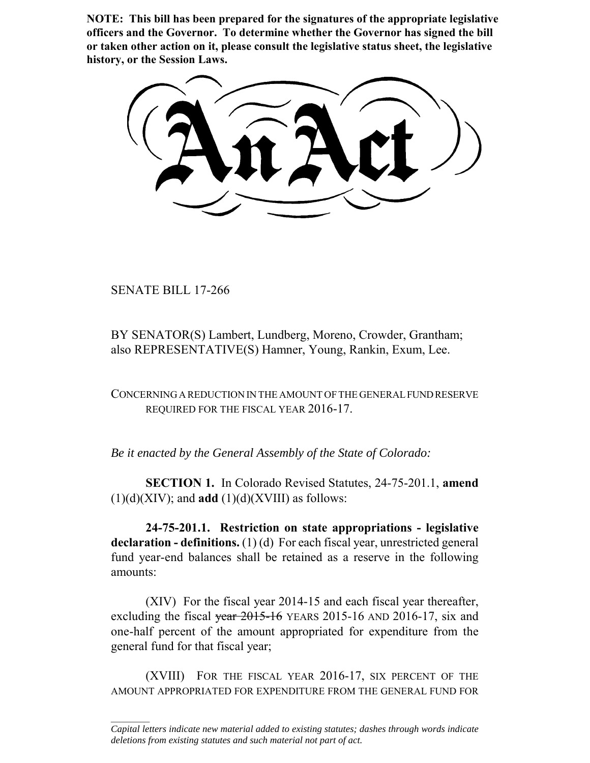**NOTE: This bill has been prepared for the signatures of the appropriate legislative officers and the Governor. To determine whether the Governor has signed the bill or taken other action on it, please consult the legislative status sheet, the legislative history, or the Session Laws.**

# An Act

SENATE BILL 17-266

BY SENATOR(S) Lambert, Lundberg, Moreno, Crowder, Grantham; also REPRESENTATIVE(S) Hamner, Young, Rankin, Exum, Lee.

CONCERNING A REDUCTION IN THE AMOUNT OF THE GENERAL FUND RESERVE REQUIRED FOR THE FISCAL YEAR 2016-17.

*Be it enacted by the General Assembly of the State of Colorado:*

**SECTION 1.** In Colorado Revised Statutes, 24-75-201.1, **amend** (1)(d)(XIV); and **add** (1)(d)(XVIII) as follows:

**24-75-201.1. Restriction on state appropriations - legislative declaration - definitions.** (1) (d) For each fiscal year, unrestricted general fund year-end balances shall be retained as a reserve in the following amounts:

(XIV) For the fiscal year 2014-15 and each fiscal year thereafter, excluding the fiscal ~~year 2015-16~~ YEARS 2015-16 AND 2016-17, six and one-half percent of the amount appropriated for expenditure from the general fund for that fiscal year;

(XVIII) FOR THE FISCAL YEAR 2016-17, SIX PERCENT OF THE AMOUNT APPROPRIATED FOR EXPENDITURE FROM THE GENERAL FUND FOR

*Capital letters indicate new material added to existing statutes; dashes through words indicate deletions from existing statutes and such material not part of act.*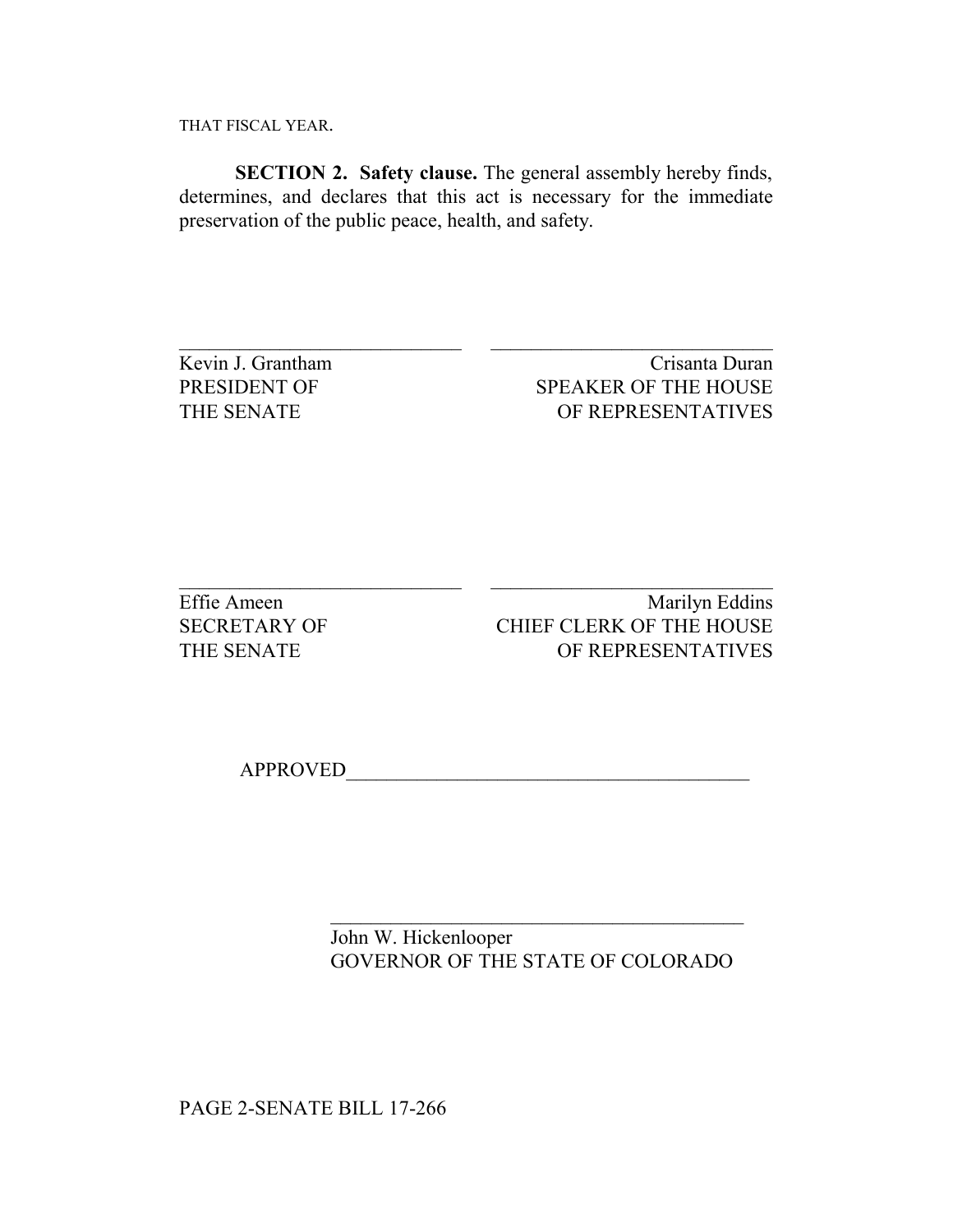THAT FISCAL YEAR.

**SECTION 2. Safety clause.** The general assembly hereby finds, determines, and declares that this act is necessary for the immediate preservation of the public peace, health, and safety.

____________________________

Kevin J. Grantham
PRESIDENT OF
THE SENATE

____________________________

Crisanta Duran
SPEAKER OF THE HOUSE
OF REPRESENTATIVES

____________________________

Effie Ameen
SECRETARY OF
THE SENATE

____________________________

Marilyn Eddins
CHIEF CLERK OF THE HOUSE
OF REPRESENTATIVES

APPROVED________________________________________

____________________________________________

John W. Hickenlooper
GOVERNOR OF THE STATE OF COLORADO

PAGE 2-SENATE BILL 17-266